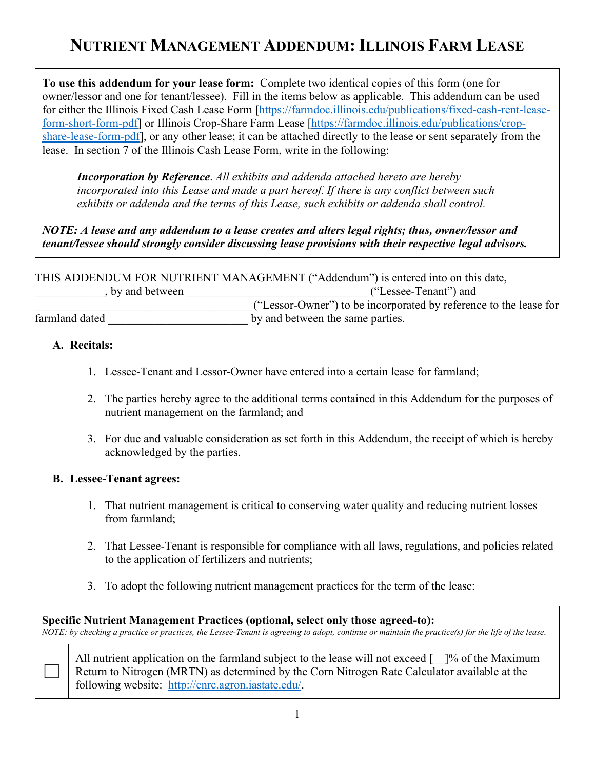# NUTRIENT MANAGEMENT ADDENDUM: ILLINOIS FARM LEASE

**To use this addendum for your lease form:** Complete two identical copies of this form (one for owner/lessor and one for tenant/lessee). Fill in the items below as applicable. This addendum can be used for either the Illinois Fixed Cash Lease Form [https://farmdoc.illinois.edu/publications/fixed-cash-rent-lease-form-short-form-pdf] or Illinois Crop-Share Farm Lease [https://farmdoc.illinois.edu/publications/crop-share-lease-form-pdf], or any other lease; it can be attached directly to the lease or sent separately from the lease. In section 7 of the Illinois Cash Lease Form, write in the following:

> ***Incorporation by Reference**. All exhibits and addenda attached hereto are hereby incorporated into this Lease and made a part hereof. If there is any conflict between such exhibits or addenda and the terms of this Lease, such exhibits or addenda shall control.*

***NOTE: A lease and any addendum to a lease creates and alters legal rights; thus, owner/lessor and tenant/lessee should strongly consider discussing lease provisions with their respective legal advisors.***

THIS ADDENDUM FOR NUTRIENT MANAGEMENT ("Addendum") is entered into on this date, ____________, by and between ______________________________ ("Lessee-Tenant") and ______________________________________ ("Lessor-Owner") to be incorporated by reference to the lease for farmland dated ________________________ by and between the same parties.

**A. Recitals:**

1. Lessee-Tenant and Lessor-Owner have entered into a certain lease for farmland;
2. The parties hereby agree to the additional terms contained in this Addendum for the purposes of nutrient management on the farmland; and
3. For due and valuable consideration as set forth in this Addendum, the receipt of which is hereby acknowledged by the parties.

**B. Lessee-Tenant agrees:**

1. That nutrient management is critical to conserving water quality and reducing nutrient losses from farmland;
2. That Lessee-Tenant is responsible for compliance with all laws, regulations, and policies related to the application of fertilizers and nutrients;
3. To adopt the following nutrient management practices for the term of the lease:

| **Specific Nutrient Management Practices (optional, select only those agreed-to):** *NOTE: by checking a practice or practices, the Lessee-Tenant is agreeing to adopt, continue or maintain the practice(s) for the life of the lease.* | |
|---|---|
| ☐ | All nutrient application on the farmland subject to the lease will not exceed [__]% of the Maximum Return to Nitrogen (MRTN) as determined by the Corn Nitrogen Rate Calculator available at the following website: http://cnrc.agron.iastate.edu/. |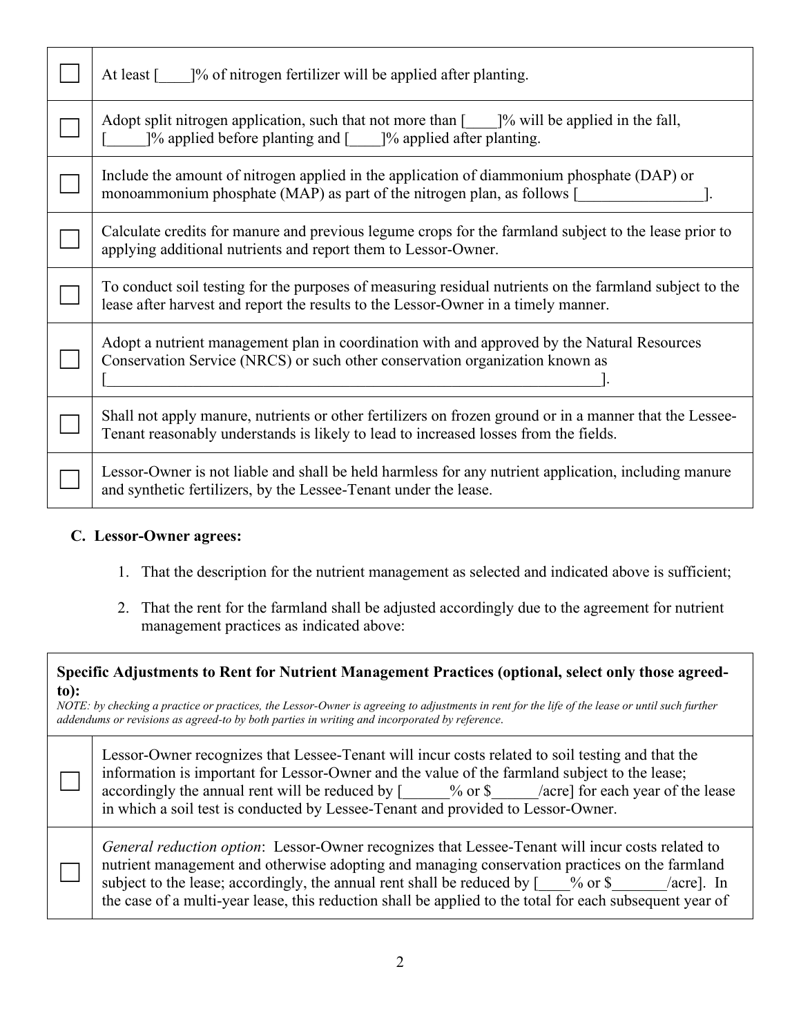| | |
|---|---|
| ☐ | At least [____]% of nitrogen fertilizer will be applied after planting. |
| ☐ | Adopt split nitrogen application, such that not more than [____]% will be applied in the fall, [_____]% applied before planting and [____]% applied after planting. |
| ☐ | Include the amount of nitrogen applied in the application of diammonium phosphate (DAP) or monoammonium phosphate (MAP) as part of the nitrogen plan, as follows [________________]. |
| ☐ | Calculate credits for manure and previous legume crops for the farmland subject to the lease prior to applying additional nutrients and report them to Lessor-Owner. |
| ☐ | To conduct soil testing for the purposes of measuring residual nutrients on the farmland subject to the lease after harvest and report the results to the Lessor-Owner in a timely manner. |
| ☐ | Adopt a nutrient management plan in coordination with and approved by the Natural Resources Conservation Service (NRCS) or such other conservation organization known as [_________________________________________________________________]. |
| ☐ | Shall not apply manure, nutrients or other fertilizers on frozen ground or in a manner that the Lessee-Tenant reasonably understands is likely to lead to increased losses from the fields. |
| ☐ | Lessor-Owner is not liable and shall be held harmless for any nutrient application, including manure and synthetic fertilizers, by the Lessee-Tenant under the lease. |

**C. Lessor-Owner agrees:**

1. That the description for the nutrient management as selected and indicated above is sufficient;

2. That the rent for the farmland shall be adjusted accordingly due to the agreement for nutrient management practices as indicated above:

| **Specific Adjustments to Rent for Nutrient Management Practices (optional, select only those agreed-to):** *NOTE: by checking a practice or practices, the Lessor-Owner is agreeing to adjustments in rent for the life of the lease or until such further addendums or revisions as agreed-to by both parties in writing and incorporated by reference.* | |
|---|---|
| ☐ | Lessor-Owner recognizes that Lessee-Tenant will incur costs related to soil testing and that the information is important for Lessor-Owner and the value of the farmland subject to the lease; accordingly the annual rent will be reduced by [______% or $______/acre] for each year of the lease in which a soil test is conducted by Lessee-Tenant and provided to Lessor-Owner. |
| ☐ | *General reduction option*: Lessor-Owner recognizes that Lessee-Tenant will incur costs related to nutrient management and otherwise adopting and managing conservation practices on the farmland subject to the lease; accordingly, the annual rent shall be reduced by [____% or $_______/acre]. In the case of a multi-year lease, this reduction shall be applied to the total for each subsequent year of |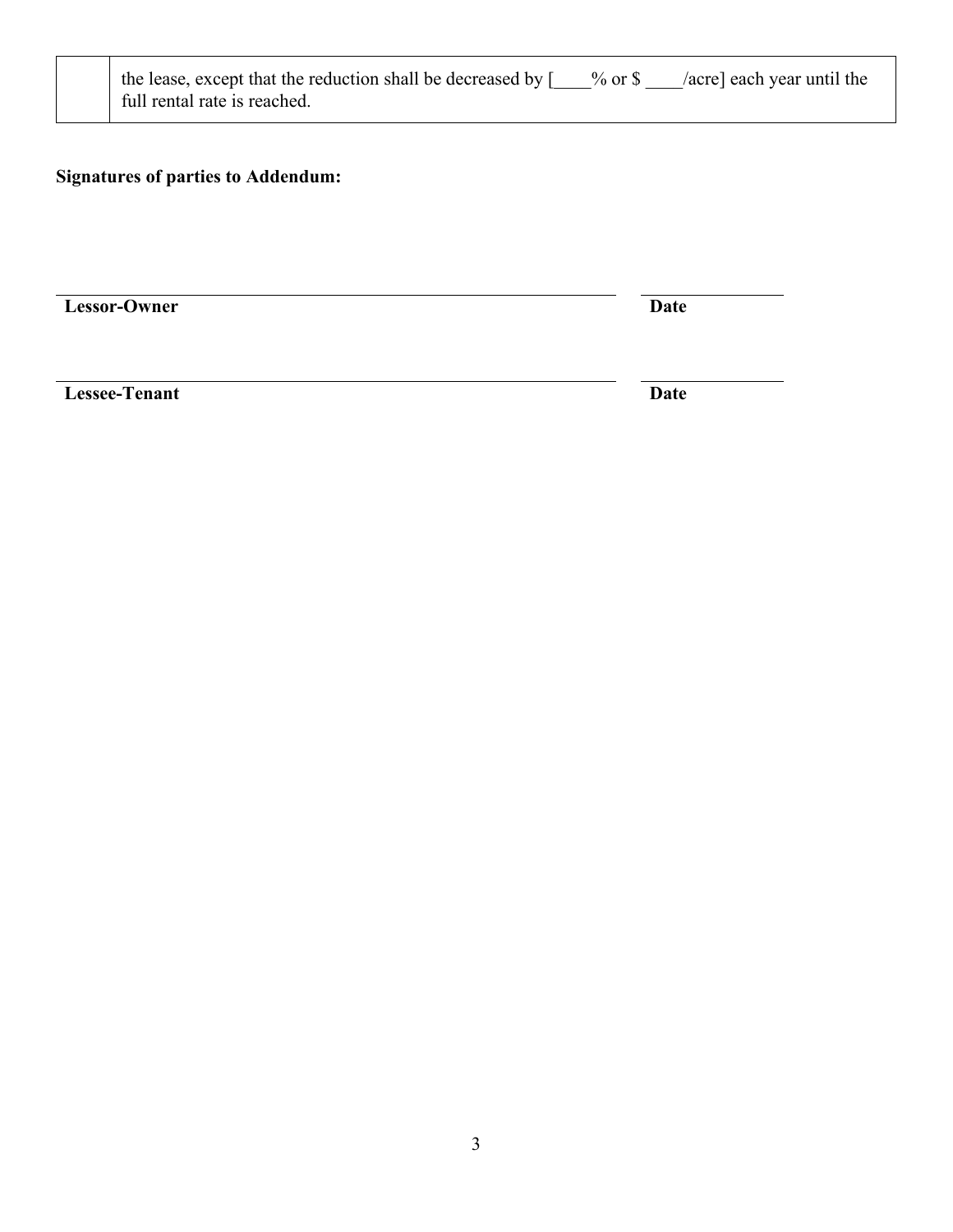| | |
|---|---|
| | the lease, except that the reduction shall be decreased by [____% or $ ____/acre] each year until the full rental rate is reached. |

**Signatures of parties to Addendum:**

______________________________________________ ______________

**Lessor-Owner** **Date**

______________________________________________ ______________

**Lessee-Tenant** **Date**